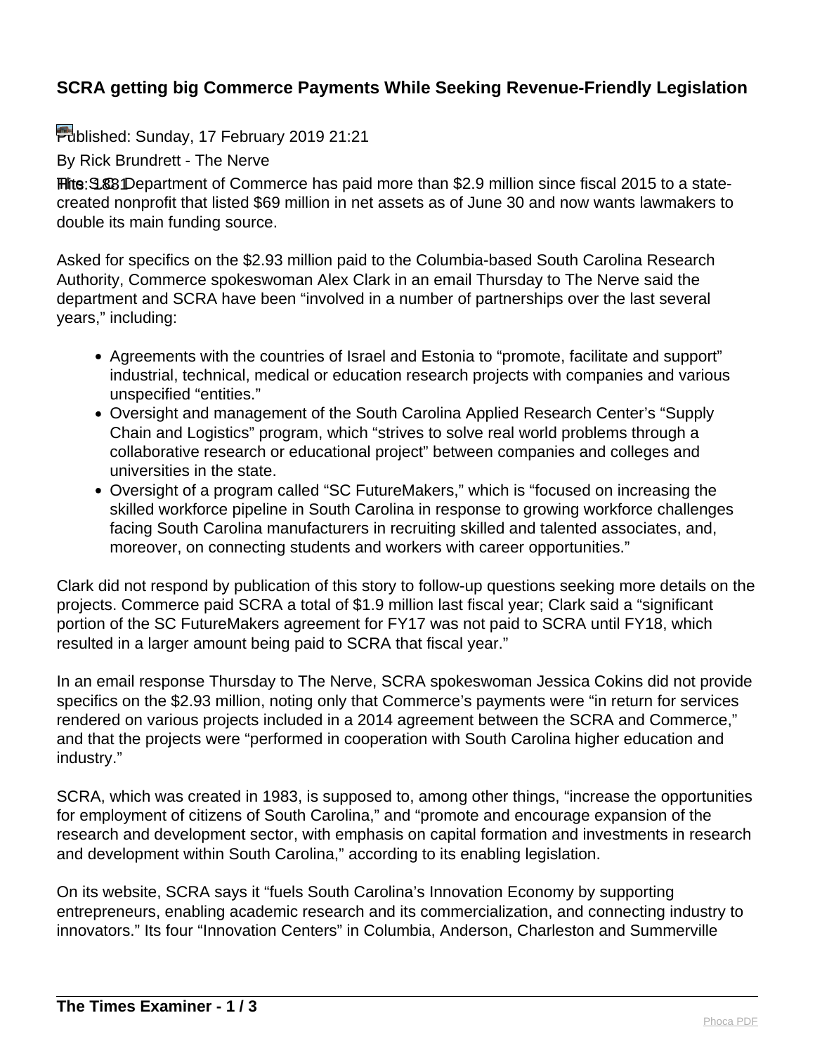## SCRA getting big Commerce Payments While Seeking Revenue-Friendly Legislation

Published: Sunday, 17 February 2019 21:21

By Rick Brundrett - The Nerve

Hits: 1881

The S.C. Department of Commerce has paid more than $2.9 million since fiscal 2015 to a state-created nonprofit that listed $69 million in net assets as of June 30 and now wants lawmakers to double its main funding source.

Asked for specifics on the $2.93 million paid to the Columbia-based South Carolina Research Authority, Commerce spokeswoman Alex Clark in an email Thursday to The Nerve said the department and SCRA have been "involved in a number of partnerships over the last several years," including:

- Agreements with the countries of Israel and Estonia to "promote, facilitate and support" industrial, technical, medical or education research projects with companies and various unspecified "entities."
- Oversight and management of the South Carolina Applied Research Center's "Supply Chain and Logistics" program, which "strives to solve real world problems through a collaborative research or educational project" between companies and colleges and universities in the state.
- Oversight of a program called "SC FutureMakers," which is "focused on increasing the skilled workforce pipeline in South Carolina in response to growing workforce challenges facing South Carolina manufacturers in recruiting skilled and talented associates, and, moreover, on connecting students and workers with career opportunities."

Clark did not respond by publication of this story to follow-up questions seeking more details on the projects. Commerce paid SCRA a total of $1.9 million last fiscal year; Clark said a "significant portion of the SC FutureMakers agreement for FY17 was not paid to SCRA until FY18, which resulted in a larger amount being paid to SCRA that fiscal year."

In an email response Thursday to The Nerve, SCRA spokeswoman Jessica Cokins did not provide specifics on the $2.93 million, noting only that Commerce's payments were "in return for services rendered on various projects included in a 2014 agreement between the SCRA and Commerce," and that the projects were "performed in cooperation with South Carolina higher education and industry."

SCRA, which was created in 1983, is supposed to, among other things, "increase the opportunities for employment of citizens of South Carolina," and "promote and encourage expansion of the research and development sector, with emphasis on capital formation and investments in research and development within South Carolina," according to its enabling legislation.

On its website, SCRA says it "fuels South Carolina's Innovation Economy by supporting entrepreneurs, enabling academic research and its commercialization, and connecting industry to innovators." Its four "Innovation Centers" in Columbia, Anderson, Charleston and Summerville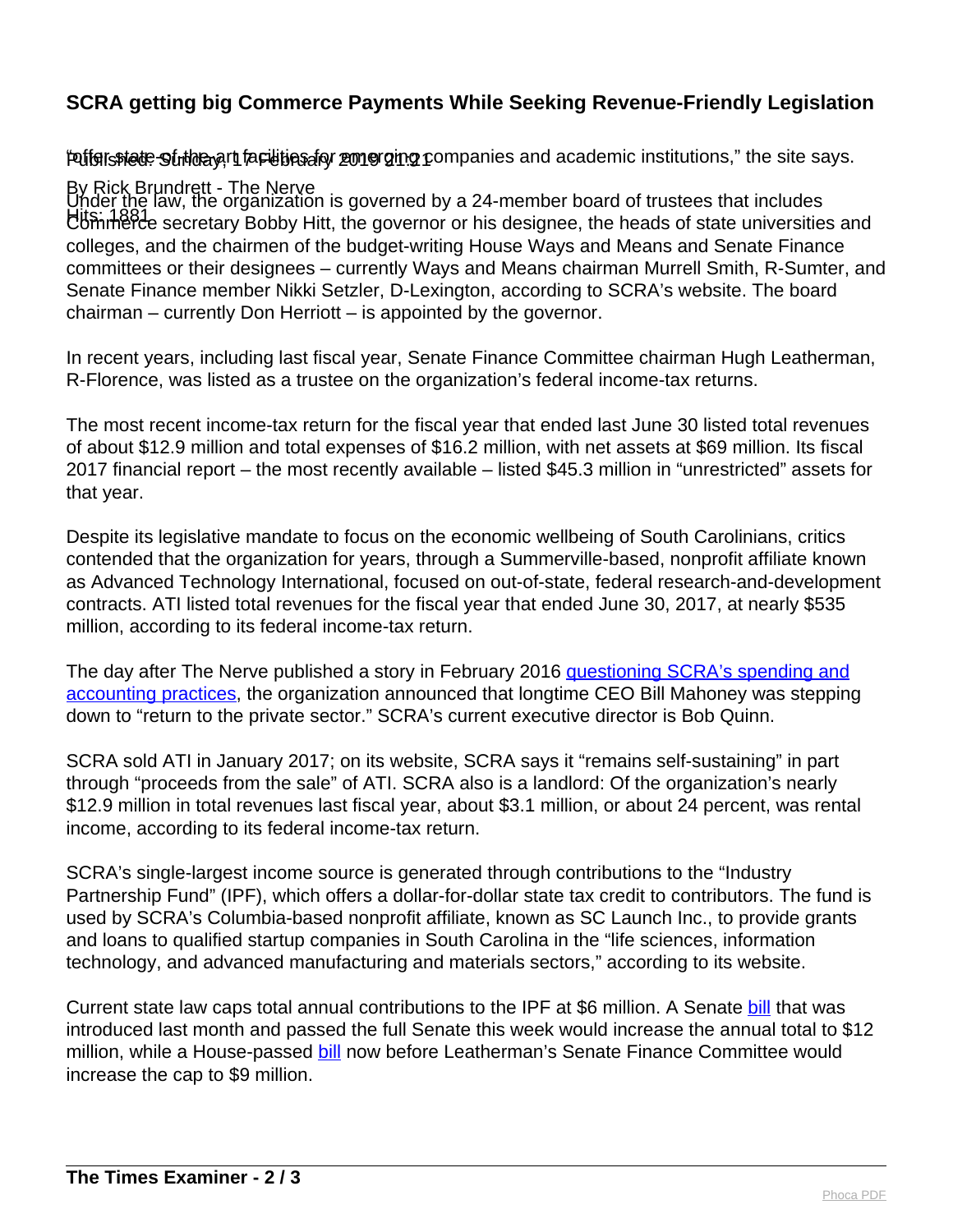"offer state-of-the-art facilities for emerging companies and academic institutions," the site says.

Under the law, the organization is governed by a 24-member board of trustees that includes Commerce secretary Bobby Hitt, the governor or his designee, the heads of state universities and colleges, and the chairmen of the budget-writing House Ways and Means and Senate Finance committees or their designees – currently Ways and Means chairman Murrell Smith, R-Sumter, and Senate Finance member Nikki Setzler, D-Lexington, according to SCRA's website. The board chairman – currently Don Herriott – is appointed by the governor.

In recent years, including last fiscal year, Senate Finance Committee chairman Hugh Leatherman, R-Florence, was listed as a trustee on the organization's federal income-tax returns.

The most recent income-tax return for the fiscal year that ended last June 30 listed total revenues of about $12.9 million and total expenses of $16.2 million, with net assets at $69 million. Its fiscal 2017 financial report – the most recently available – listed $45.3 million in "unrestricted" assets for that year.

Despite its legislative mandate to focus on the economic wellbeing of South Carolinians, critics contended that the organization for years, through a Summerville-based, nonprofit affiliate known as Advanced Technology International, focused on out-of-state, federal research-and-development contracts. ATI listed total revenues for the fiscal year that ended June 30, 2017, at nearly $535 million, according to its federal income-tax return.

The day after The Nerve published a story in February 2016 questioning SCRA's spending and accounting practices, the organization announced that longtime CEO Bill Mahoney was stepping down to "return to the private sector." SCRA's current executive director is Bob Quinn.

SCRA sold ATI in January 2017; on its website, SCRA says it "remains self-sustaining" in part through "proceeds from the sale" of ATI. SCRA also is a landlord: Of the organization's nearly $12.9 million in total revenues last fiscal year, about $3.1 million, or about 24 percent, was rental income, according to its federal income-tax return.

SCRA's single-largest income source is generated through contributions to the "Industry Partnership Fund" (IPF), which offers a dollar-for-dollar state tax credit to contributors. The fund is used by SCRA's Columbia-based nonprofit affiliate, known as SC Launch Inc., to provide grants and loans to qualified startup companies in South Carolina in the "life sciences, information technology, and advanced manufacturing and materials sectors," according to its website.

Current state law caps total annual contributions to the IPF at $6 million. A Senate bill that was introduced last month and passed the full Senate this week would increase the annual total to $12 million, while a House-passed bill now before Leatherman's Senate Finance Committee would increase the cap to $9 million.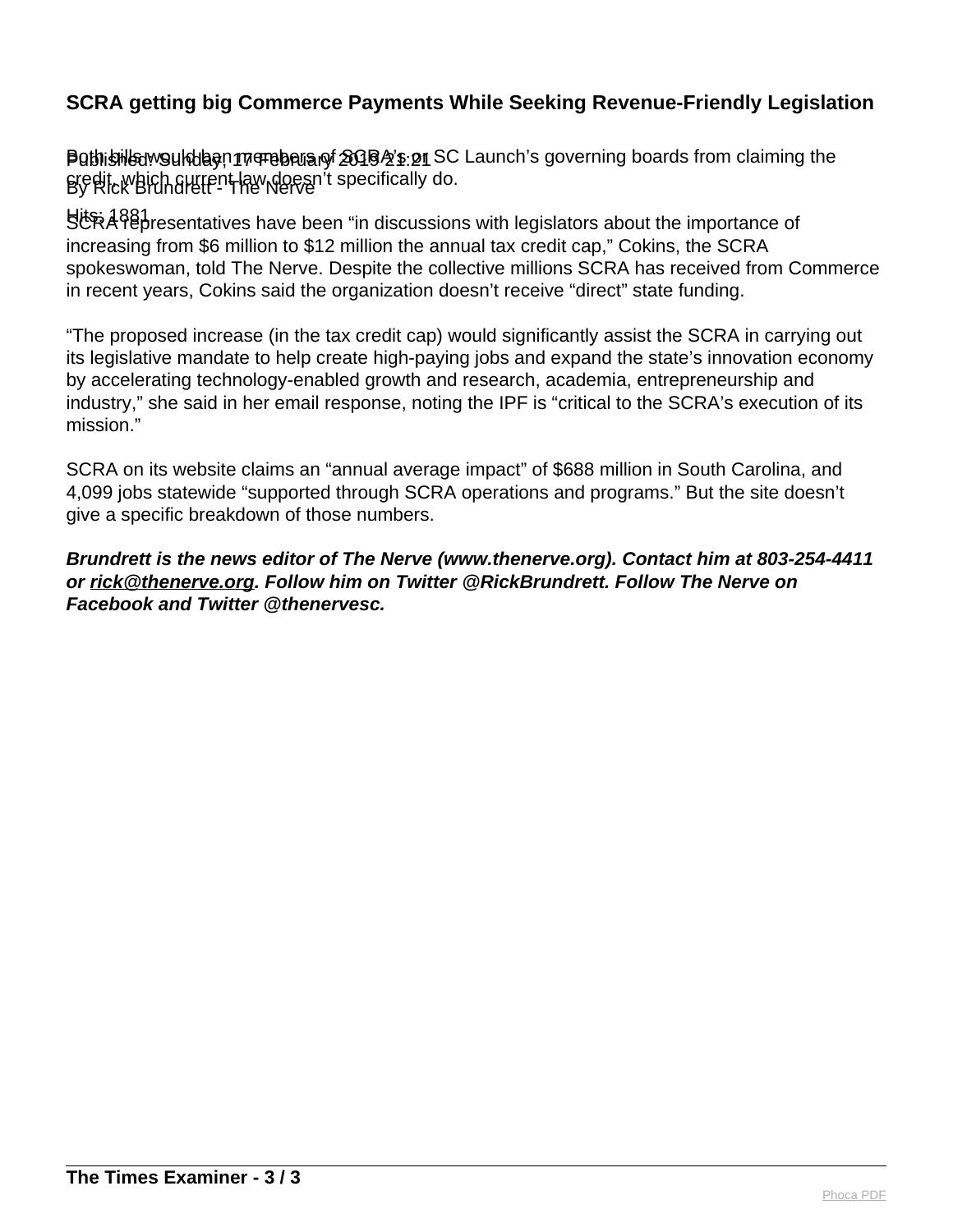# SCRA getting big Commerce Payments While Seeking Revenue-Friendly Legislation

Published: Sunday, 17 February 2019 21:21
By Rick Brundrett - The Nerve

Hits: 1881

Both bills would ban members of SCRA's or SC Launch's governing boards from claiming the credit, which current law doesn't specifically do.

SCRA representatives have been "in discussions with legislators about the importance of increasing from $6 million to $12 million the annual tax credit cap," Cokins, the SCRA spokeswoman, told The Nerve. Despite the collective millions SCRA has received from Commerce in recent years, Cokins said the organization doesn't receive "direct" state funding.

"The proposed increase (in the tax credit cap) would significantly assist the SCRA in carrying out its legislative mandate to help create high-paying jobs and expand the state's innovation economy by accelerating technology-enabled growth and research, academia, entrepreneurship and industry," she said in her email response, noting the IPF is "critical to the SCRA's execution of its mission."

SCRA on its website claims an "annual average impact" of $688 million in South Carolina, and 4,099 jobs statewide "supported through SCRA operations and programs." But the site doesn't give a specific breakdown of those numbers.

***Brundrett is the news editor of The Nerve (www.thenerve.org). Contact him at 803-254-4411 or rick@thenerve.org. Follow him on Twitter @RickBrundrett. Follow The Nerve on Facebook and Twitter @thenervesc.***